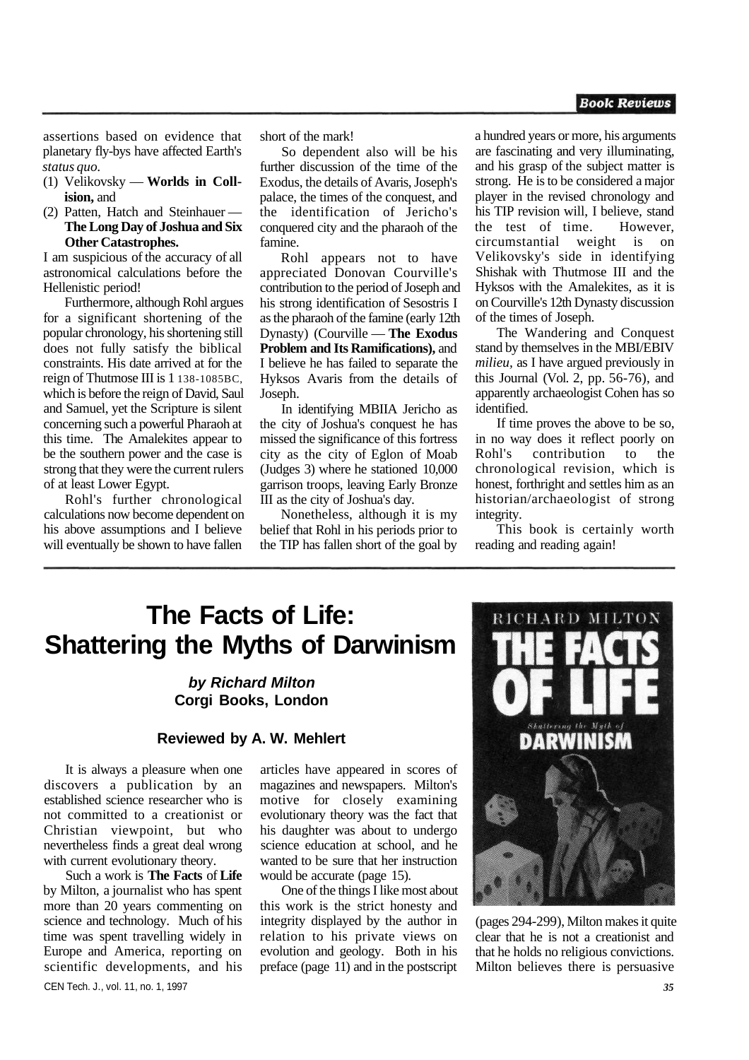assertions based on evidence that planetary fly-bys have affected Earth's *status quo*.

(1) Velikovsky — **Worlds in Collision,** and
(2) Patten, Hatch and Steinhauer — **The Long Day of Joshua and Six Other Catastrophes.**

I am suspicious of the accuracy of all astronomical calculations before the Hellenistic period!

Furthermore, although Rohl argues for a significant shortening of the popular chronology, his shortening still does not fully satisfy the biblical constraints. His date arrived at for the reign of Thutmose III is 1 138-1085BC, which is before the reign of David, Saul and Samuel, yet the Scripture is silent concerning such a powerful Pharaoh at this time. The Amalekites appear to be the southern power and the case is strong that they were the current rulers of at least Lower Egypt.

Rohl's further chronological calculations now become dependent on his above assumptions and I believe will eventually be shown to have fallen short of the mark!

So dependent also will be his further discussion of the time of the Exodus, the details of Avaris, Joseph's palace, the times of the conquest, and the identification of Jericho's conquered city and the pharaoh of the famine.

Rohl appears not to have appreciated Donovan Courville's contribution to the period of Joseph and his strong identification of Sesostris I as the pharaoh of the famine (early 12th Dynasty) (Courville — **The Exodus Problem and Its Ramifications),** and I believe he has failed to separate the Hyksos Avaris from the details of Joseph.

In identifying MBIIA Jericho as the city of Joshua's conquest he has missed the significance of this fortress city as the city of Eglon of Moab (Judges 3) where he stationed 10,000 garrison troops, leaving Early Bronze III as the city of Joshua's day.

Nonetheless, although it is my belief that Rohl in his periods prior to the TIP has fallen short of the goal by a hundred years or more, his arguments are fascinating and very illuminating, and his grasp of the subject matter is strong. He is to be considered a major player in the revised chronology and his TIP revision will, I believe, stand the test of time. However, circumstantial weight is on Velikovsky's side in identifying Shishak with Thutmose III and the Hyksos with the Amalekites, as it is on Courville's 12th Dynasty discussion of the times of Joseph.

The Wandering and Conquest stand by themselves in the MBI/EBIV *milieu,* as I have argued previously in this Journal (Vol. 2, pp. 56-76), and apparently archaeologist Cohen has so identified.

If time proves the above to be so, in no way does it reflect poorly on Rohl's contribution to the chronological revision, which is honest, forthright and settles him as an historian/archaeologist of strong integrity.

This book is certainly worth reading and reading again!

# The Facts of Life: Shattering the Myths of Darwinism

***by Richard Milton***
**Corgi Books, London**

**Reviewed by A. W. Mehlert**

It is always a pleasure when one discovers a publication by an established science researcher who is not committed to a creationist or Christian viewpoint, but who nevertheless finds a great deal wrong with current evolutionary theory.

Such a work is **The Facts** of **Life** by Milton, a journalist who has spent more than 20 years commenting on science and technology. Much of his time was spent travelling widely in Europe and America, reporting on scientific developments, and his articles have appeared in scores of magazines and newspapers. Milton's motive for closely examining evolutionary theory was the fact that his daughter was about to undergo science education at school, and he wanted to be sure that her instruction would be accurate (page 15).

One of the things I like most about this work is the strict honesty and integrity displayed by the author in relation to his private views on evolution and geology. Both in his preface (page 11) and in the postscript (pages 294-299), Milton makes it quite clear that he is not a creationist and that he holds no religious convictions. Milton believes there is persuasive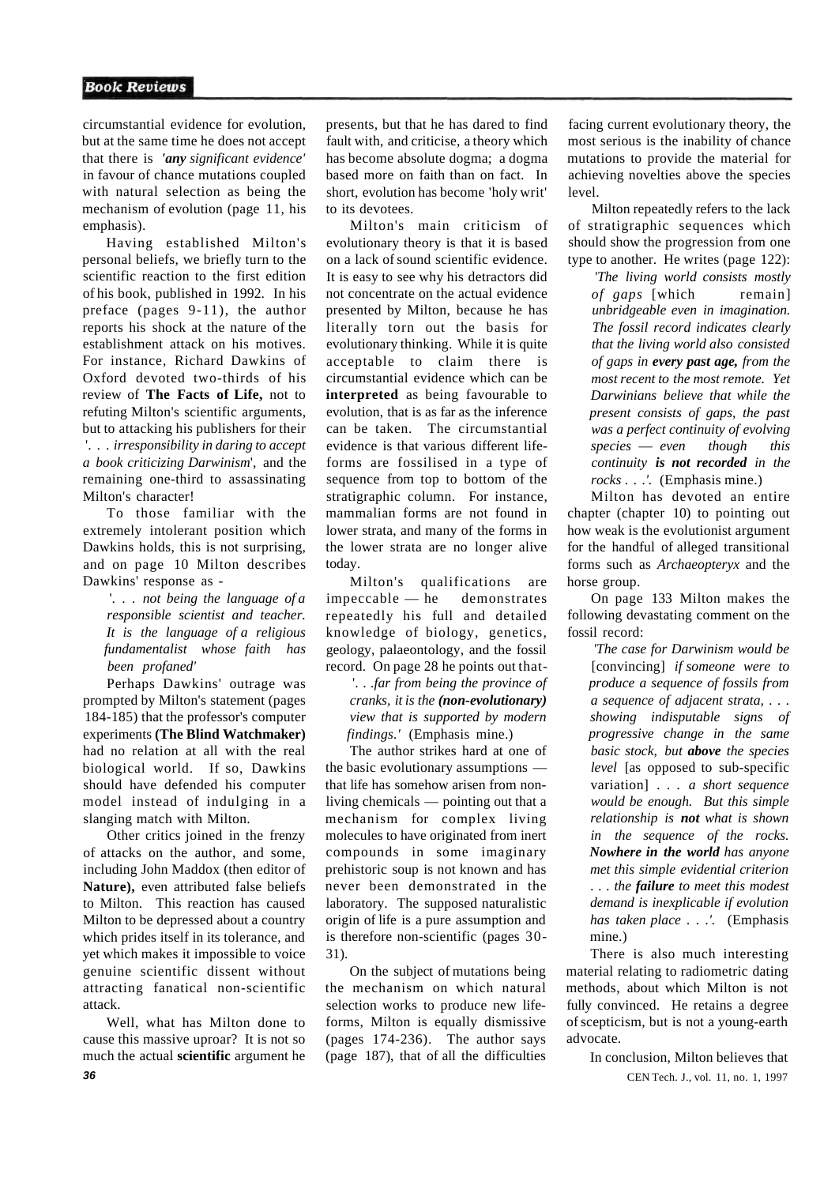circumstantial evidence for evolution, but at the same time he does not accept that there is *'**any** significant evidence'* in favour of chance mutations coupled with natural selection as being the mechanism of evolution (page 11, his emphasis).

Having established Milton's personal beliefs, we briefly turn to the scientific reaction to the first edition of his book, published in 1992. In his preface (pages 9-11), the author reports his shock at the nature of the establishment attack on his motives. For instance, Richard Dawkins of Oxford devoted two-thirds of his review of **The Facts of Life,** not to refuting Milton's scientific arguments, but to attacking his publishers for their '. . . *irresponsibility in daring to accept a book criticizing Darwinism*', and the remaining one-third to assassinating Milton's character!

To those familiar with the extremely intolerant position which Dawkins holds, this is not surprising, and on page 10 Milton describes Dawkins' response as -

> '. . . *not being the language of a responsible scientist and teacher. It is the language of a religious fundamentalist whose faith has been profaned'*

Perhaps Dawkins' outrage was prompted by Milton's statement (pages 184-185) that the professor's computer experiments **(The Blind Watchmaker)** had no relation at all with the real biological world. If so, Dawkins should have defended his computer model instead of indulging in a slanging match with Milton.

Other critics joined in the frenzy of attacks on the author, and some, including John Maddox (then editor of **Nature),** even attributed false beliefs to Milton. This reaction has caused Milton to be depressed about a country which prides itself in its tolerance, and yet which makes it impossible to voice genuine scientific dissent without attracting fanatical non-scientific attack.

Well, what has Milton done to cause this massive uproar? It is not so much the actual **scientific** argument he presents, but that he has dared to find fault with, and criticise, a theory which has become absolute dogma; a dogma based more on faith than on fact. In short, evolution has become 'holy writ' to its devotees.

Milton's main criticism of evolutionary theory is that it is based on a lack of sound scientific evidence. It is easy to see why his detractors did not concentrate on the actual evidence presented by Milton, because he has literally torn out the basis for evolutionary thinking. While it is quite acceptable to claim there is circumstantial evidence which can be **interpreted** as being favourable to evolution, that is as far as the inference can be taken. The circumstantial evidence is that various different life-forms are fossilised in a type of sequence from top to bottom of the stratigraphic column. For instance, mammalian forms are not found in lower strata, and many of the forms in the lower strata are no longer alive today.

Milton's qualifications are impeccable — he demonstrates repeatedly his full and detailed knowledge of biology, genetics, geology, palaeontology, and the fossil record. On page 28 he points out that-

> *'. . .far from being the province of cranks, it is the **(non-evolutionary)** view that is supported by modern findings.'* (Emphasis mine.)

The author strikes hard at one of the basic evolutionary assumptions — that life has somehow arisen from non-living chemicals — pointing out that a mechanism for complex living molecules to have originated from inert compounds in some imaginary prehistoric soup is not known and has never been demonstrated in the laboratory. The supposed naturalistic origin of life is a pure assumption and is therefore non-scientific (pages 30-31).

On the subject of mutations being the mechanism on which natural selection works to produce new life-forms, Milton is equally dismissive (pages 174-236). The author says (page 187), that of all the difficulties facing current evolutionary theory, the most serious is the inability of chance mutations to provide the material for achieving novelties above the species level.

Milton repeatedly refers to the lack of stratigraphic sequences which should show the progression from one type to another. He writes (page 122):

> *'The living world consists mostly of gaps* [which remain] *unbridgeable even in imagination. The fossil record indicates clearly that the living world also consisted of gaps in **every past age,** from the most recent to the most remote. Yet Darwinians believe that while the present consists of gaps, the past was a perfect continuity of evolving species — even though this continuity **is not recorded** in the rocks . . .'.* (Emphasis mine.)

Milton has devoted an entire chapter (chapter 10) to pointing out how weak is the evolutionist argument for the handful of alleged transitional forms such as *Archaeopteryx* and the horse group.

On page 133 Milton makes the following devastating comment on the fossil record:

> *'The case for Darwinism would be* [convincing] *if someone were to produce a sequence of fossils from a sequence of adjacent strata, . . . showing indisputable signs of progressive change in the same basic stock, but **above** the species level* [as opposed to sub-specific variation] . . . *a short sequence would be enough. But this simple relationship is **not** what is shown in the sequence of the rocks. **Nowhere in the world** has anyone met this simple evidential criterion . . . the **failure** to meet this modest demand is inexplicable if evolution has taken place . . .'.* (Emphasis mine.)

There is also much interesting material relating to radiometric dating methods, about which Milton is not fully convinced. He retains a degree of scepticism, but is not a young-earth advocate.

In conclusion, Milton believes that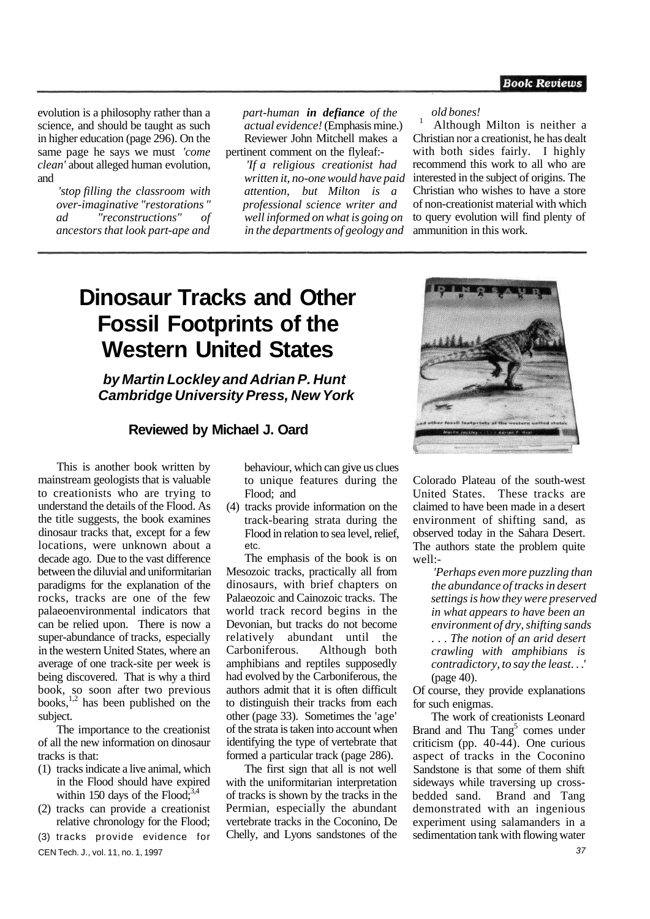evolution is a philosophy rather than a science, and should be taught as such in higher education (page 296). On the same page he says we must *'come clean'* about alleged human evolution, and

> *'stop filling the classroom with over-imaginative "restorations" ad "reconstructions" of ancestors that look part-ape and part-human **in defiance** of the actual evidence!* (Emphasis mine.)

Reviewer John Mitchell makes a pertinent comment on the flyleaf:-

> *'If a religious creationist had written it, no-one would have paid attention, but Milton is a professional science writer and well informed on what is going on in the departments of geology and old bones!*

[1] Although Milton is neither a Christian nor a creationist, he has dealt with both sides fairly. I highly recommend this work to all who are interested in the subject of origins. The Christian who wishes to have a store of non-creationist material with which to query evolution will find plenty of ammunition in this work.

# Dinosaur Tracks and Other Fossil Footprints of the Western United States

***by Martin Lockley and Adrian P. Hunt***
***Cambridge University Press, New York***

### Reviewed by Michael J. Oard

This is another book written by mainstream geologists that is valuable to creationists who are trying to understand the details of the Flood. As the title suggests, the book examines dinosaur tracks that, except for a few locations, were unknown about a decade ago. Due to the vast difference between the diluvial and uniformitarian paradigms for the explanation of the rocks, tracks are one of the few palaeoenvironmental indicators that can be relied upon. There is now a super-abundance of tracks, especially in the western United States, where an average of one track-site per week is being discovered. That is why a third book, so soon after two previous books,[1,2] has been published on the subject.

The importance to the creationist of all the new information on dinosaur tracks is that:

(1) tracks indicate a live animal, which in the Flood should have expired within 150 days of the Flood;[3,4]
(2) tracks can provide a creationist relative chronology for the Flood;
(3) tracks provide evidence for behaviour, which can give us clues to unique features during the Flood; and
(4) tracks provide information on the track-bearing strata during the Flood in relation to sea level, relief, etc.

The emphasis of the book is on Mesozoic tracks, practically all from dinosaurs, with brief chapters on Palaeozoic and Cainozoic tracks. The world track record begins in the Devonian, but tracks do not become relatively abundant until the Carboniferous. Although both amphibians and reptiles supposedly had evolved by the Carboniferous, the authors admit that it is often difficult to distinguish their tracks from each other (page 33). Sometimes the 'age' of the strata is taken into account when identifying the type of vertebrate that formed a particular track (page 286).

The first sign that all is not well with the uniformitarian interpretation of tracks is shown by the tracks in the Permian, especially the abundant vertebrate tracks in the Coconino, De Chelly, and Lyons sandstones of the Colorado Plateau of the south-west United States. These tracks are claimed to have been made in a desert environment of shifting sand, as observed today in the Sahara Desert. The authors state the problem quite well:-

> *'Perhaps even more puzzling than the abundance of tracks in desert settings is how they were preserved in what appears to have been an environment of dry, shifting sands . . . The notion of an arid desert crawling with amphibians is contradictory, to say the least. . .'* (page 40).

Of course, they provide explanations for such enigmas.

The work of creationists Leonard Brand and Thu Tang[5] comes under criticism (pp. 40-44). One curious aspect of tracks in the Coconino Sandstone is that some of them shift sideways while traversing up cross-bedded sand. Brand and Tang demonstrated with an ingenious experiment using salamanders in a sedimentation tank with flowing water